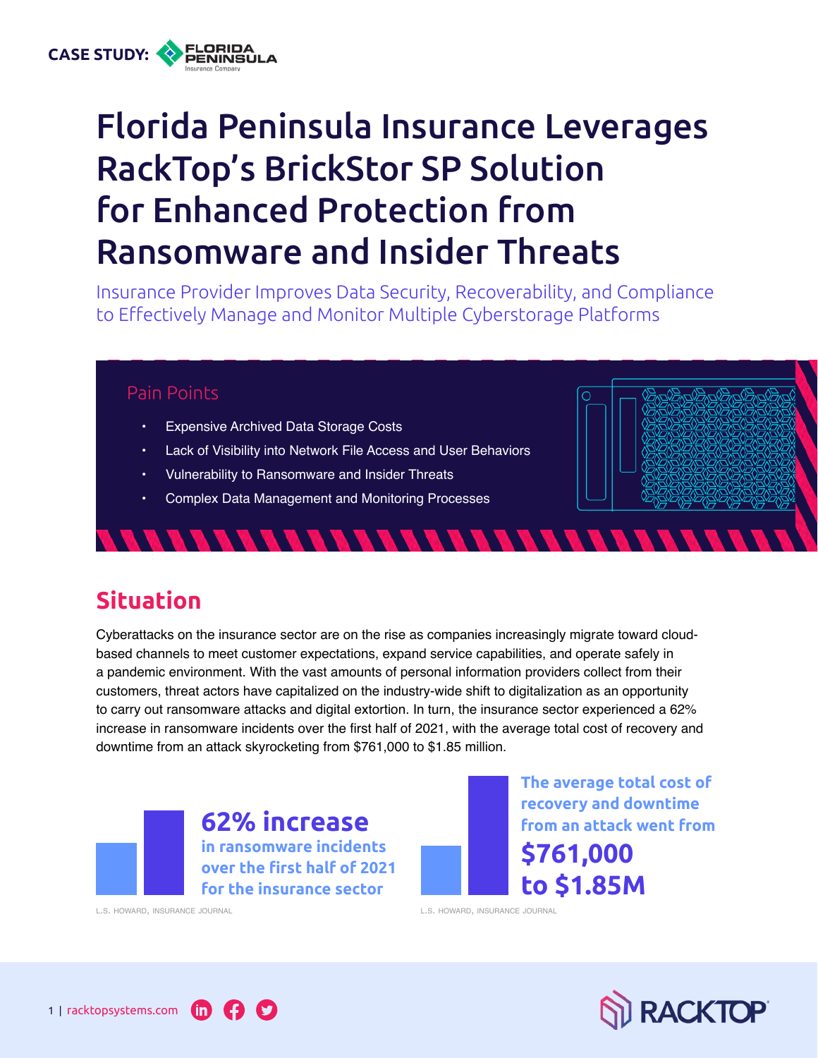CASE STUDY: FLORIDA PENINSULA Insurance Company

# Florida Peninsula Insurance Leverages RackTop's BrickStor SP Solution for Enhanced Protection from Ransomware and Insider Threats

Insurance Provider Improves Data Security, Recoverability, and Compliance to Effectively Manage and Monitor Multiple Cyberstorage Platforms

### Pain Points

- Expensive Archived Data Storage Costs
- Lack of Visibility into Network File Access and User Behaviors
- Vulnerability to Ransomware and Insider Threats
- Complex Data Management and Monitoring Processes

## Situation

Cyberattacks on the insurance sector are on the rise as companies increasingly migrate toward cloud-based channels to meet customer expectations, expand service capabilities, and operate safely in a pandemic environment. With the vast amounts of personal information providers collect from their customers, threat actors have capitalized on the industry-wide shift to digitalization as an opportunity to carry out ransomware attacks and digital extortion. In turn, the insurance sector experienced a 62% increase in ransomware incidents over the first half of 2021, with the average total cost of recovery and downtime from an attack skyrocketing from $761,000 to $1.85 million.

**62% increase** in ransomware incidents over the first half of 2021 for the insurance sector

L.S. HOWARD, INSURANCE JOURNAL

The average total cost of recovery and downtime from an attack went from **$761,000 to $1.85M**

L.S. HOWARD, INSURANCE JOURNAL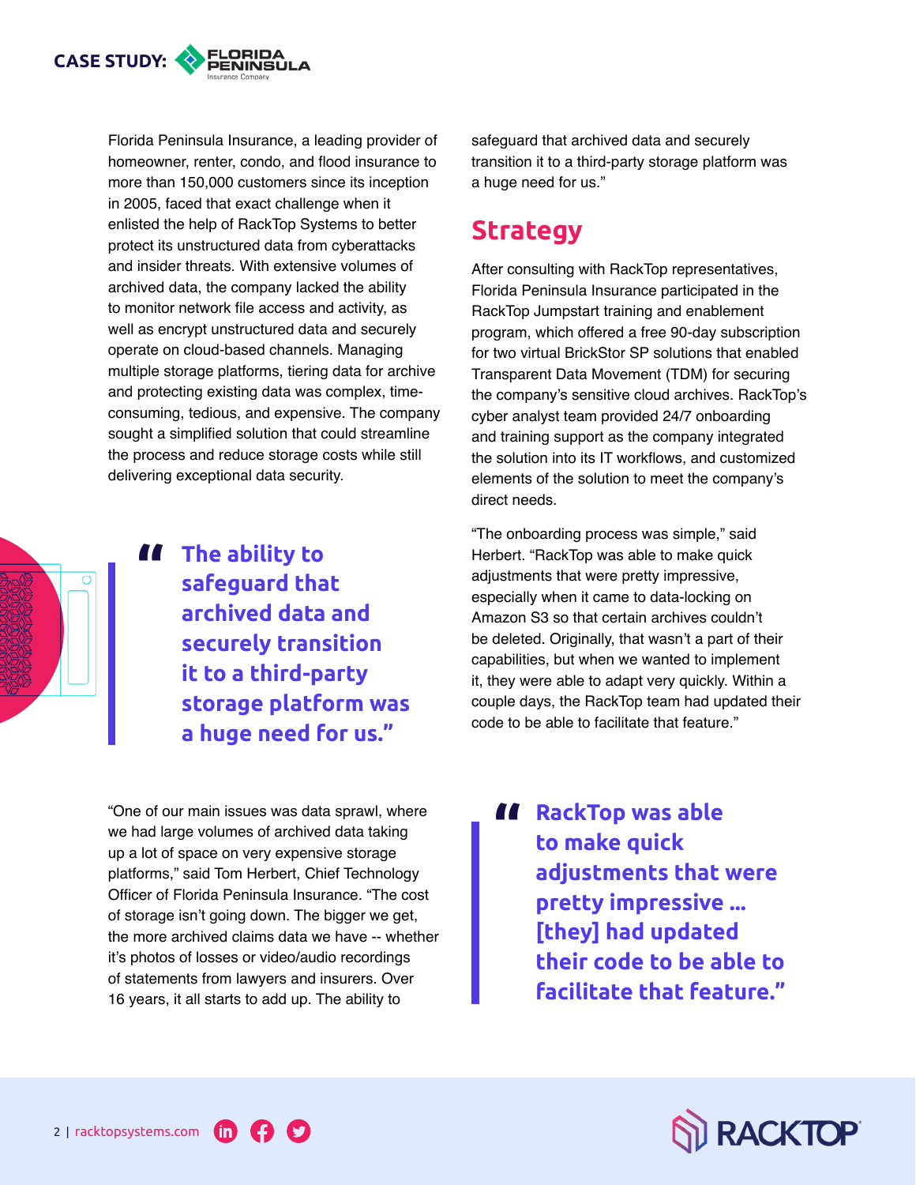Florida Peninsula Insurance, a leading provider of homeowner, renter, condo, and flood insurance to more than 150,000 customers since its inception in 2005, faced that exact challenge when it enlisted the help of RackTop Systems to better protect its unstructured data from cyberattacks and insider threats. With extensive volumes of archived data, the company lacked the ability to monitor network file access and activity, as well as encrypt unstructured data and securely operate on cloud-based channels. Managing multiple storage platforms, tiering data for archive and protecting existing data was complex, time-consuming, tedious, and expensive. The company sought a simplified solution that could streamline the process and reduce storage costs while still delivering exceptional data security.

> **"The ability to safeguard that archived data and securely transition it to a third-party storage platform was a huge need for us."**

"One of our main issues was data sprawl, where we had large volumes of archived data taking up a lot of space on very expensive storage platforms," said Tom Herbert, Chief Technology Officer of Florida Peninsula Insurance. "The cost of storage isn't going down. The bigger we get, the more archived claims data we have -- whether it's photos of losses or video/audio recordings of statements from lawyers and insurers. Over 16 years, it all starts to add up. The ability to safeguard that archived data and securely transition it to a third-party storage platform was a huge need for us."

## Strategy

After consulting with RackTop representatives, Florida Peninsula Insurance participated in the RackTop Jumpstart training and enablement program, which offered a free 90-day subscription for two virtual BrickStor SP solutions that enabled Transparent Data Movement (TDM) for securing the company's sensitive cloud archives. RackTop's cyber analyst team provided 24/7 onboarding and training support as the company integrated the solution into its IT workflows, and customized elements of the solution to meet the company's direct needs.

"The onboarding process was simple," said Herbert. "RackTop was able to make quick adjustments that were pretty impressive, especially when it came to data-locking on Amazon S3 so that certain archives couldn't be deleted. Originally, that wasn't a part of their capabilities, but when we wanted to implement it, they were able to adapt very quickly. Within a couple days, the RackTop team had updated their code to be able to facilitate that feature."

> **"RackTop was able to make quick adjustments that were pretty impressive ... [they] had updated their code to be able to facilitate that feature."**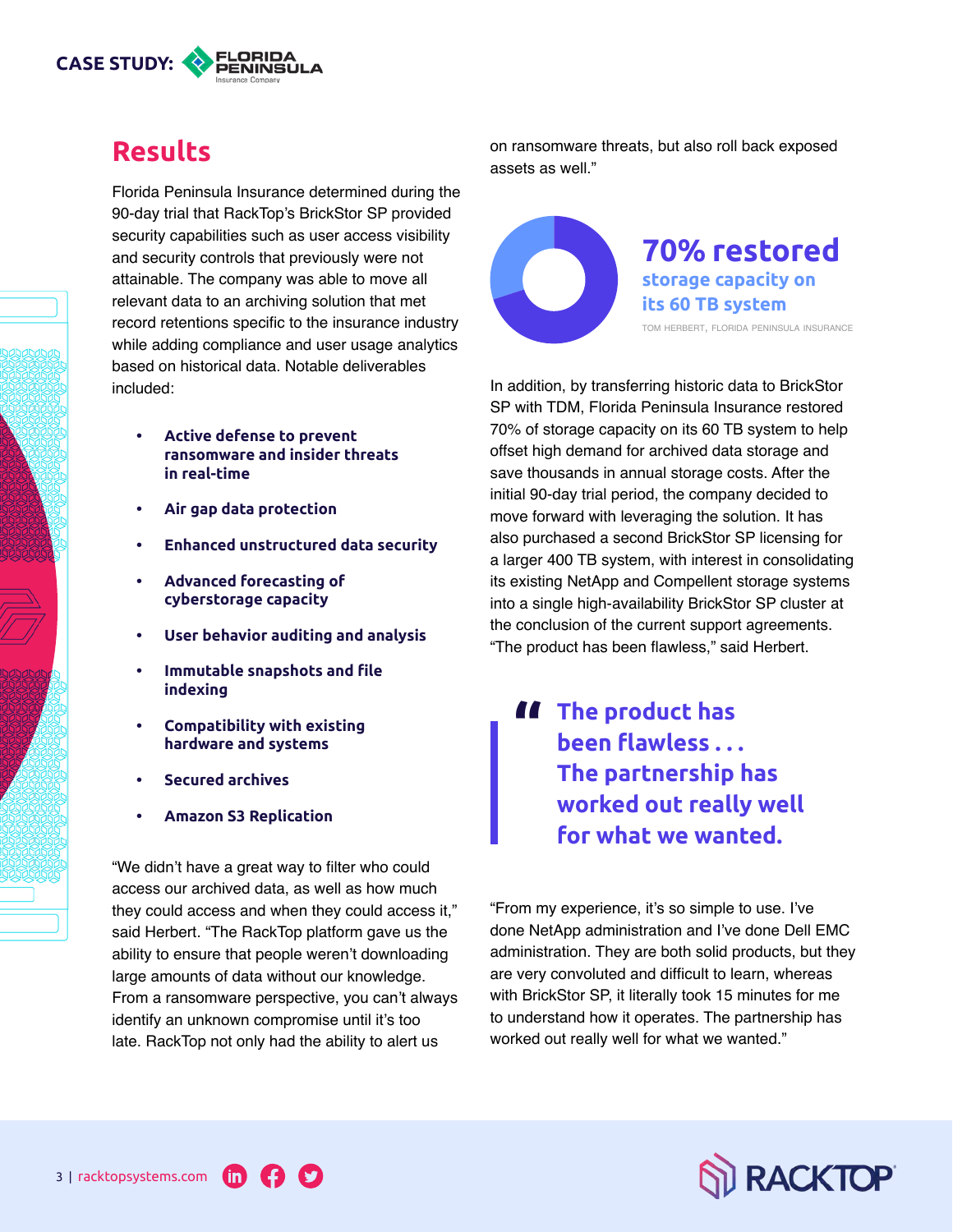## Results

Florida Peninsula Insurance determined during the 90-day trial that RackTop's BrickStor SP provided security capabilities such as user access visibility and security controls that previously were not attainable. The company was able to move all relevant data to an archiving solution that met record retentions specific to the insurance industry while adding compliance and user usage analytics based on historical data. Notable deliverables included:

- **Active defense to prevent ransomware and insider threats in real-time**
- **Air gap data protection**
- **Enhanced unstructured data security**
- **Advanced forecasting of cyberstorage capacity**
- **User behavior auditing and analysis**
- **Immutable snapshots and file indexing**
- **Compatibility with existing hardware and systems**
- **Secured archives**
- **Amazon S3 Replication**

"We didn't have a great way to filter who could access our archived data, as well as how much they could access and when they could access it," said Herbert. "The RackTop platform gave us the ability to ensure that people weren't downloading large amounts of data without our knowledge. From a ransomware perspective, you can't always identify an unknown compromise until it's too late. RackTop not only had the ability to alert us on ransomware threats, but also roll back exposed assets as well."

**70% restored**

**storage capacity on its 60 TB system**

TOM HERBERT, FLORIDA PENINSULA INSURANCE

In addition, by transferring historic data to BrickStor SP with TDM, Florida Peninsula Insurance restored 70% of storage capacity on its 60 TB system to help offset high demand for archived data storage and save thousands in annual storage costs. After the initial 90-day trial period, the company decided to move forward with leveraging the solution. It has also purchased a second BrickStor SP licensing for a larger 400 TB system, with interest in consolidating its existing NetApp and Compellent storage systems into a single high-availability BrickStor SP cluster at the conclusion of the current support agreements. "The product has been flawless," said Herbert.

> **"The product has been flawless . . . The partnership has worked out really well for what we wanted.**

"From my experience, it's so simple to use. I've done NetApp administration and I've done Dell EMC administration. They are both solid products, but they are very convoluted and difficult to learn, whereas with BrickStor SP, it literally took 15 minutes for me to understand how it operates. The partnership has worked out really well for what we wanted."